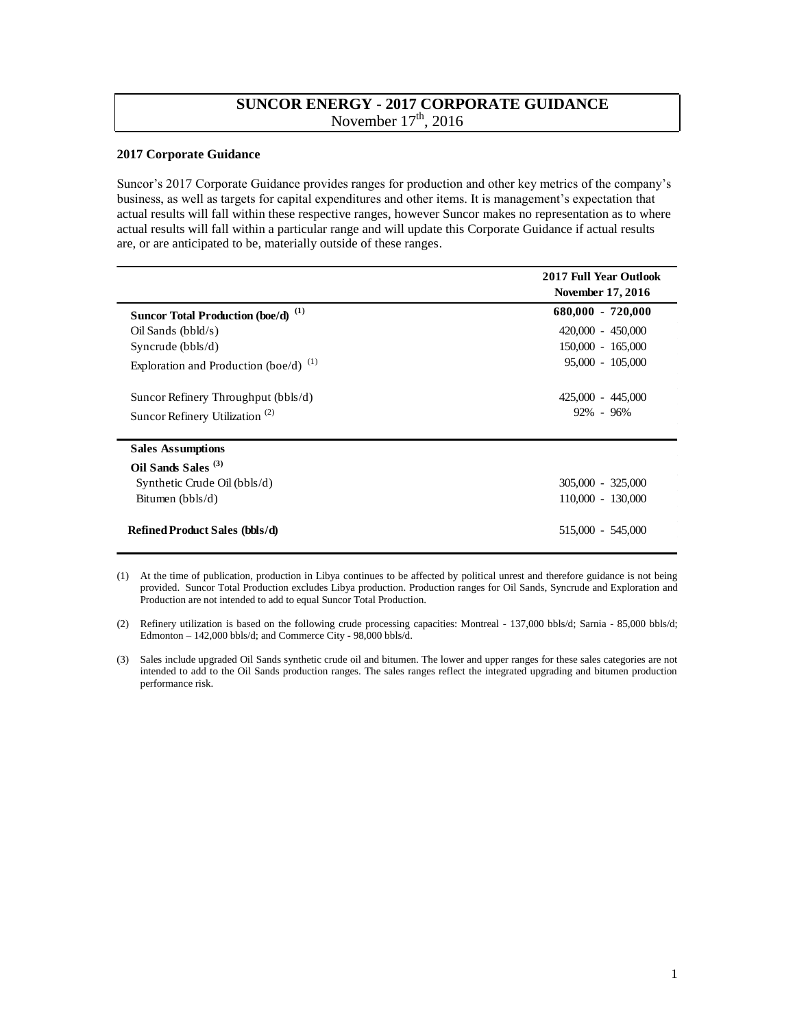# SUNCOR ENERGY - 2017 CORPORATE GUIDANCE

November 17th, 2016

## 2017 Corporate Guidance

Suncor's 2017 Corporate Guidance provides ranges for production and other key metrics of the company's business, as well as targets for capital expenditures and other items. It is management's expectation that actual results will fall within these respective ranges, however Suncor makes no representation as to where actual results will fall within a particular range and will update this Corporate Guidance if actual results are, or are anticipated to be, materially outside of these ranges.

| | 2017 Full Year Outlook November 17, 2016 |
|---|---|
| **Suncor Total Production (boe/d)** [(1)] | **680,000 - 720,000** |
| Oil Sands (bbld/s) | 420,000 - 450,000 |
| Syncrude (bbls/d) | 150,000 - 165,000 |
| Exploration and Production (boe/d) [(1)] | 95,000 - 105,000 |
| Suncor Refinery Throughput (bbls/d) | 425,000 - 445,000 |
| Suncor Refinery Utilization [(2)] | 92% - 96% |
| **Sales Assumptions** | |
| **Oil Sands Sales** [(3)] | |
| Synthetic Crude Oil (bbls/d) | 305,000 - 325,000 |
| Bitumen (bbls/d) | 110,000 - 130,000 |
| **Refined Product Sales (bbls/d)** | 515,000 - 545,000 |

(1) At the time of publication, production in Libya continues to be affected by political unrest and therefore guidance is not being provided. Suncor Total Production excludes Libya production. Production ranges for Oil Sands, Syncrude and Exploration and Production are not intended to add to equal Suncor Total Production.

(2) Refinery utilization is based on the following crude processing capacities: Montreal - 137,000 bbls/d; Sarnia - 85,000 bbls/d; Edmonton – 142,000 bbls/d; and Commerce City - 98,000 bbls/d.

(3) Sales include upgraded Oil Sands synthetic crude oil and bitumen. The lower and upper ranges for these sales categories are not intended to add to the Oil Sands production ranges. The sales ranges reflect the integrated upgrading and bitumen production performance risk.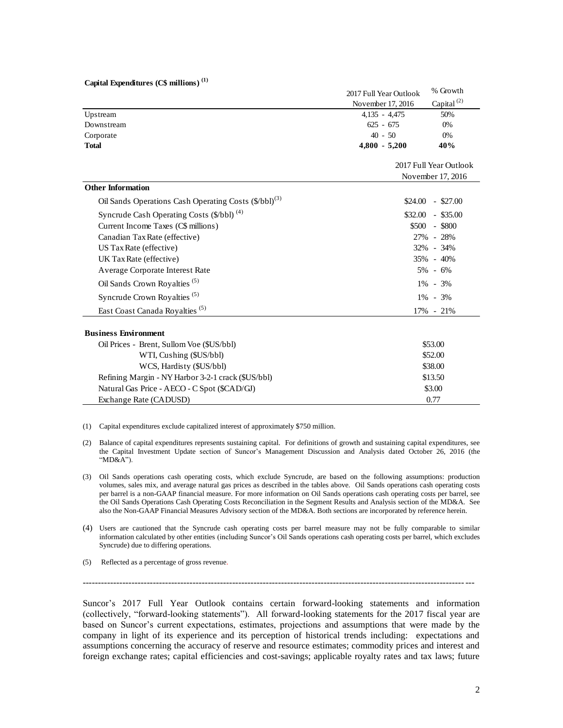**Capital Expenditures (C$ millions) [(1)]**

| | 2017 Full Year Outlook November 17, 2016 | % Growth Capital [(2)] |
|---|---|---|
| Upstream | 4,135 - 4,475 | 50% |
| Downstream | 625 - 675 | 0% |
| Corporate | 40 - 50 | 0% |
| **Total** | **4,800 - 5,200** | **40%** |

| | 2017 Full Year Outlook November 17, 2016 |
|---|---|
| **Other Information** | |
| Oil Sands Operations Cash Operating Costs ($/bbl)[(3)] | $24.00 - $27.00 |
| Syncrude Cash Operating Costs ($/bbl) [(4)] | $32.00 - $35.00 |
| Current Income Taxes (C$ millions) | $500 - $800 |
| Canadian Tax Rate (effective) | 27% - 28% |
| US Tax Rate (effective) | 32% - 34% |
| UK Tax Rate (effective) | 35% - 40% |
| Average Corporate Interest Rate | 5% - 6% |
| Oil Sands Crown Royalties [(5)] | 1% - 3% |
| Syncrude Crown Royalties [(5)] | 1% - 3% |
| East Coast Canada Royalties [(5)] | 17% - 21% |

| | |
|---|---|
| **Business Environment** | |
| Oil Prices - Brent, Sullom Voe ($US/bbl) | $53.00 |
| WTI, Cushing ($US/bbl) | $52.00 |
| WCS, Hardisty ($US/bbl) | $38.00 |
| Refining Margin - NY Harbor 3-2-1 crack ($US/bbl) | $13.50 |
| Natural Gas Price - AECO - C Spot ($CAD/GJ) | $3.00 |
| Exchange Rate (CADUSD) | 0.77 |

(1) Capital expenditures exclude capitalized interest of approximately $750 million.

(2) Balance of capital expenditures represents sustaining capital. For definitions of growth and sustaining capital expenditures, see the Capital Investment Update section of Suncor's Management Discussion and Analysis dated October 26, 2016 (the "MD&A").

(3) Oil Sands operations cash operating costs, which exclude Syncrude, are based on the following assumptions: production volumes, sales mix, and average natural gas prices as described in the tables above. Oil Sands operations cash operating costs per barrel is a non-GAAP financial measure. For more information on Oil Sands operations cash operating costs per barrel, see the Oil Sands Operations Cash Operating Costs Reconciliation in the Segment Results and Analysis section of the MD&A. See also the Non-GAAP Financial Measures Advisory section of the MD&A. Both sections are incorporated by reference herein.

(4) Users are cautioned that the Syncrude cash operating costs per barrel measure may not be fully comparable to similar information calculated by other entities (including Suncor's Oil Sands operations cash operating costs per barrel, which excludes Syncrude) due to differing operations.

(5) Reflected as a percentage of gross revenue.

---

Suncor's 2017 Full Year Outlook contains certain forward-looking statements and information (collectively, "forward-looking statements"). All forward-looking statements for the 2017 fiscal year are based on Suncor's current expectations, estimates, projections and assumptions that were made by the company in light of its experience and its perception of historical trends including: expectations and assumptions concerning the accuracy of reserve and resource estimates; commodity prices and interest and foreign exchange rates; capital efficiencies and cost-savings; applicable royalty rates and tax laws; future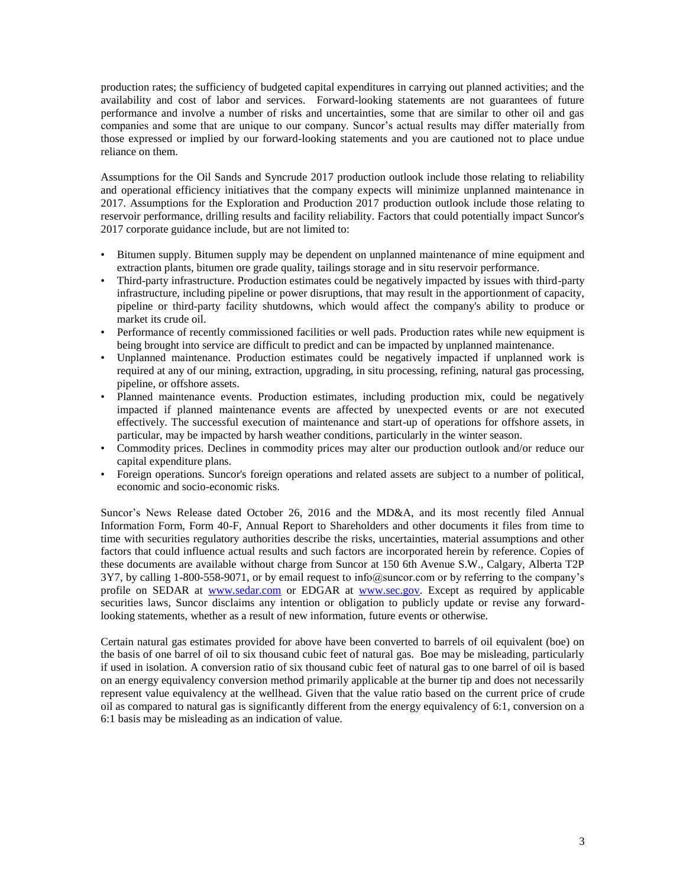production rates; the sufficiency of budgeted capital expenditures in carrying out planned activities; and the availability and cost of labor and services. Forward-looking statements are not guarantees of future performance and involve a number of risks and uncertainties, some that are similar to other oil and gas companies and some that are unique to our company. Suncor's actual results may differ materially from those expressed or implied by our forward-looking statements and you are cautioned not to place undue reliance on them.

Assumptions for the Oil Sands and Syncrude 2017 production outlook include those relating to reliability and operational efficiency initiatives that the company expects will minimize unplanned maintenance in 2017. Assumptions for the Exploration and Production 2017 production outlook include those relating to reservoir performance, drilling results and facility reliability. Factors that could potentially impact Suncor's 2017 corporate guidance include, but are not limited to:

- Bitumen supply. Bitumen supply may be dependent on unplanned maintenance of mine equipment and extraction plants, bitumen ore grade quality, tailings storage and in situ reservoir performance.
- Third-party infrastructure. Production estimates could be negatively impacted by issues with third-party infrastructure, including pipeline or power disruptions, that may result in the apportionment of capacity, pipeline or third-party facility shutdowns, which would affect the company's ability to produce or market its crude oil.
- Performance of recently commissioned facilities or well pads. Production rates while new equipment is being brought into service are difficult to predict and can be impacted by unplanned maintenance.
- Unplanned maintenance. Production estimates could be negatively impacted if unplanned work is required at any of our mining, extraction, upgrading, in situ processing, refining, natural gas processing, pipeline, or offshore assets.
- Planned maintenance events. Production estimates, including production mix, could be negatively impacted if planned maintenance events are affected by unexpected events or are not executed effectively. The successful execution of maintenance and start-up of operations for offshore assets, in particular, may be impacted by harsh weather conditions, particularly in the winter season.
- Commodity prices. Declines in commodity prices may alter our production outlook and/or reduce our capital expenditure plans.
- Foreign operations. Suncor's foreign operations and related assets are subject to a number of political, economic and socio-economic risks.

Suncor's News Release dated October 26, 2016 and the MD&A, and its most recently filed Annual Information Form, Form 40-F, Annual Report to Shareholders and other documents it files from time to time with securities regulatory authorities describe the risks, uncertainties, material assumptions and other factors that could influence actual results and such factors are incorporated herein by reference. Copies of these documents are available without charge from Suncor at 150 6th Avenue S.W., Calgary, Alberta T2P 3Y7, by calling 1-800-558-9071, or by email request to info@suncor.com or by referring to the company's profile on SEDAR at www.sedar.com or EDGAR at www.sec.gov. Except as required by applicable securities laws, Suncor disclaims any intention or obligation to publicly update or revise any forward-looking statements, whether as a result of new information, future events or otherwise.

Certain natural gas estimates provided for above have been converted to barrels of oil equivalent (boe) on the basis of one barrel of oil to six thousand cubic feet of natural gas. Boe may be misleading, particularly if used in isolation. A conversion ratio of six thousand cubic feet of natural gas to one barrel of oil is based on an energy equivalency conversion method primarily applicable at the burner tip and does not necessarily represent value equivalency at the wellhead. Given that the value ratio based on the current price of crude oil as compared to natural gas is significantly different from the energy equivalency of 6:1, conversion on a 6:1 basis may be misleading as an indication of value.